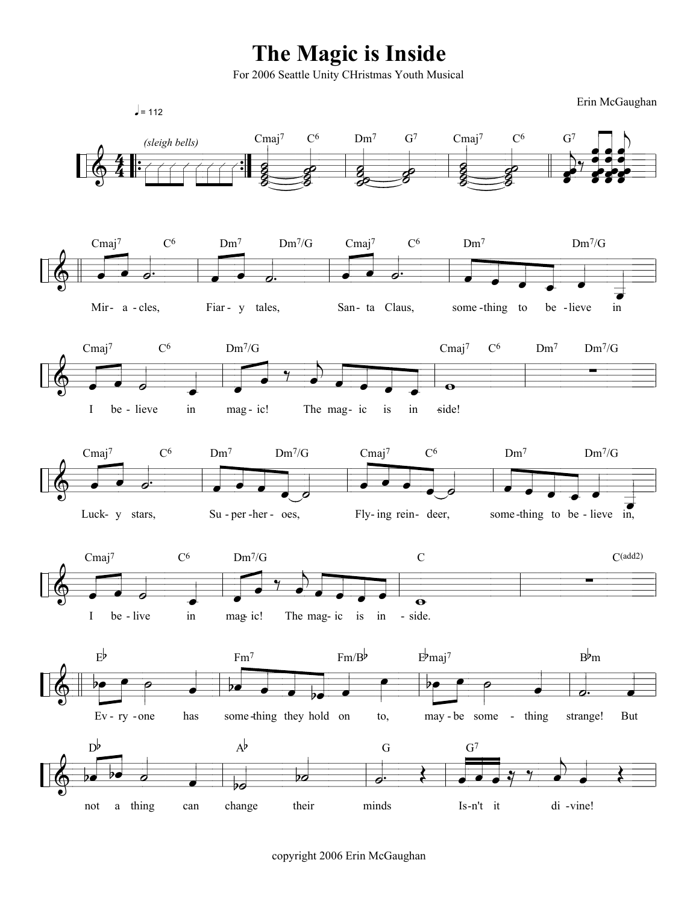# The Magic is Inside

For 2006 Seattle Unity CHristmas Youth Musical

Erin McGaughan

♩= 112

*(sleigh bells)*

Cmaj7 C6 Dm7 G7 Cmaj7 C6 G7

Cmaj7 C6 Dm7 Dm7/G Cmaj7 C6 Dm7 Dm7/G

Mir- a - cles, Fiar - y tales, San - ta Claus, some - thing to be - lieve in

Cmaj7 C6 Dm7/G Cmaj7 C6 Dm7 Dm7/G

I be - lieve in mag - ic! The mag - ic is in - side!

Cmaj7 C6 Dm7 Dm7/G Cmaj7 C6 Dm7 Dm7/G

Luck- y stars, Su - per - her - oes, Fly - ing rein - deer, some - thing to be - lieve in,

Cmaj7 C6 Dm7/G C C(add2)

I be - live in mag- ic! The mag- ic is in - side.

E♭ Fm7 Fm/B♭ E♭maj7 B♭m

Ev - ry - one has some - thing they hold on to, may - be some - thing strange! But

D♭ A♭ G G7

not a thing can change their minds Is-n't it di - vine!

copyright 2006 Erin McGaughan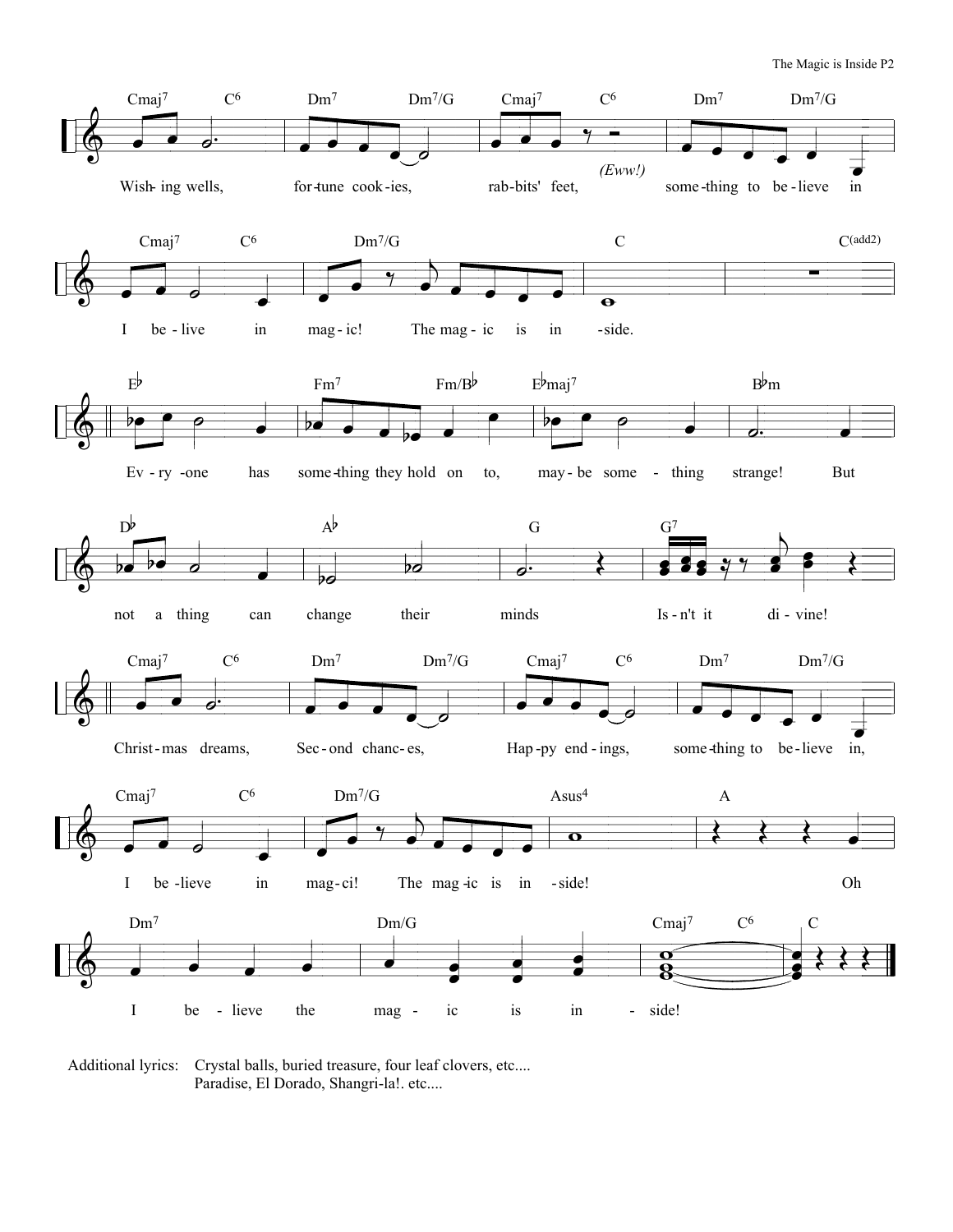Additional lyrics: Crystal balls, buried treasure, four leaf clovers, etc....
Paradise, El Dorado, Shangri-la!. etc....